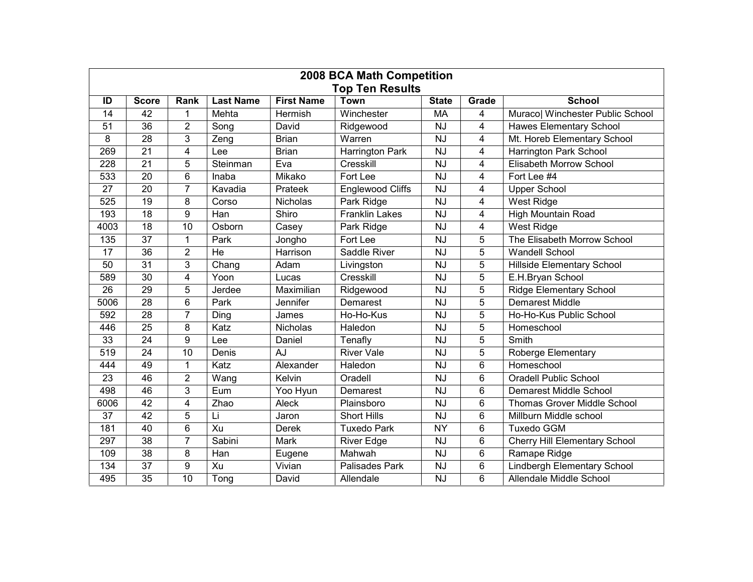# 2008 BCA Math Competition
## Top Ten Results

| ID | Score | Rank | Last Name | First Name | Town | State | Grade | School |
|---|---|---|---|---|---|---|---|---|
| 14 | 42 | 1 | Mehta | Hermish | Winchester | MA | 4 | Muraco\| Winchester Public School |
| 51 | 36 | 2 | Song | David | Ridgewood | NJ | 4 | Hawes Elementary School |
| 8 | 28 | 3 | Zeng | Brian | Warren | NJ | 4 | Mt. Horeb Elementary School |
| 269 | 21 | 4 | Lee | Brian | Harrington Park | NJ | 4 | Harrington Park School |
| 228 | 21 | 5 | Steinman | Eva | Cresskill | NJ | 4 | Elisabeth Morrow School |
| 533 | 20 | 6 | Inaba | Mikako | Fort Lee | NJ | 4 | Fort Lee #4 |
| 27 | 20 | 7 | Kavadia | Prateek | Englewood Cliffs | NJ | 4 | Upper School |
| 525 | 19 | 8 | Corso | Nicholas | Park Ridge | NJ | 4 | West Ridge |
| 193 | 18 | 9 | Han | Shiro | Franklin Lakes | NJ | 4 | High Mountain Road |
| 4003 | 18 | 10 | Osborn | Casey | Park Ridge | NJ | 4 | West Ridge |
| 135 | 37 | 1 | Park | Jongho | Fort Lee | NJ | 5 | The Elisabeth Morrow School |
| 17 | 36 | 2 | He | Harrison | Saddle River | NJ | 5 | Wandell School |
| 50 | 31 | 3 | Chang | Adam | Livingston | NJ | 5 | Hillside Elementary School |
| 589 | 30 | 4 | Yoon | Lucas | Cresskill | NJ | 5 | E.H.Bryan School |
| 26 | 29 | 5 | Jerdee | Maximilian | Ridgewood | NJ | 5 | Ridge Elementary School |
| 5006 | 28 | 6 | Park | Jennifer | Demarest | NJ | 5 | Demarest Middle |
| 592 | 28 | 7 | Ding | James | Ho-Ho-Kus | NJ | 5 | Ho-Ho-Kus Public School |
| 446 | 25 | 8 | Katz | Nicholas | Haledon | NJ | 5 | Homeschool |
| 33 | 24 | 9 | Lee | Daniel | Tenafly | NJ | 5 | Smith |
| 519 | 24 | 10 | Denis | AJ | River Vale | NJ | 5 | Roberge Elementary |
| 444 | 49 | 1 | Katz | Alexander | Haledon | NJ | 6 | Homeschool |
| 23 | 46 | 2 | Wang | Kelvin | Oradell | NJ | 6 | Oradell Public School |
| 498 | 46 | 3 | Eum | Yoo Hyun | Demarest | NJ | 6 | Demarest Middle School |
| 6006 | 42 | 4 | Zhao | Aleck | Plainsboro | NJ | 6 | Thomas Grover Middle School |
| 37 | 42 | 5 | Li | Jaron | Short Hills | NJ | 6 | Millburn Middle school |
| 181 | 40 | 6 | Xu | Derek | Tuxedo Park | NY | 6 | Tuxedo GGM |
| 297 | 38 | 7 | Sabini | Mark | River Edge | NJ | 6 | Cherry Hill Elementary School |
| 109 | 38 | 8 | Han | Eugene | Mahwah | NJ | 6 | Ramape Ridge |
| 134 | 37 | 9 | Xu | Vivian | Palisades Park | NJ | 6 | Lindbergh Elementary School |
| 495 | 35 | 10 | Tong | David | Allendale | NJ | 6 | Allendale Middle School |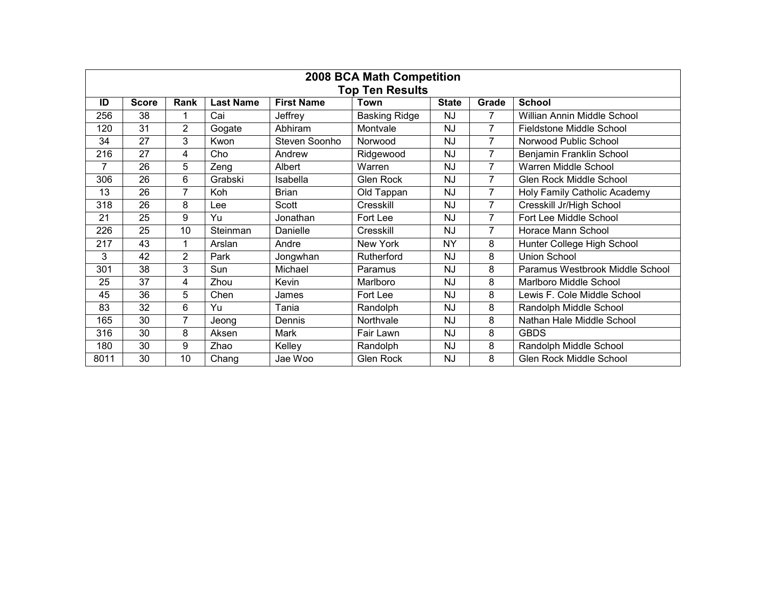| 2008 BCA Math Competition<br>Top Ten Results | | | | | | | | |
|---|---|---|---|---|---|---|---|---|
| **ID** | **Score** | **Rank** | **Last Name** | **First Name** | **Town** | **State** | **Grade** | **School** |
| 256 | 38 | 1 | Cai | Jeffrey | Basking Ridge | NJ | 7 | Willian Annin Middle School |
| 120 | 31 | 2 | Gogate | Abhiram | Montvale | NJ | 7 | Fieldstone Middle School |
| 34 | 27 | 3 | Kwon | Steven Soonho | Norwood | NJ | 7 | Norwood Public School |
| 216 | 27 | 4 | Cho | Andrew | Ridgewood | NJ | 7 | Benjamin Franklin School |
| 7 | 26 | 5 | Zeng | Albert | Warren | NJ | 7 | Warren Middle School |
| 306 | 26 | 6 | Grabski | Isabella | Glen Rock | NJ | 7 | Glen Rock Middle School |
| 13 | 26 | 7 | Koh | Brian | Old Tappan | NJ | 7 | Holy Family Catholic Academy |
| 318 | 26 | 8 | Lee | Scott | Cresskill | NJ | 7 | Cresskill Jr/High School |
| 21 | 25 | 9 | Yu | Jonathan | Fort Lee | NJ | 7 | Fort Lee Middle School |
| 226 | 25 | 10 | Steinman | Danielle | Cresskill | NJ | 7 | Horace Mann School |
| 217 | 43 | 1 | Arslan | Andre | New York | NY | 8 | Hunter College High School |
| 3 | 42 | 2 | Park | Jongwhan | Rutherford | NJ | 8 | Union School |
| 301 | 38 | 3 | Sun | Michael | Paramus | NJ | 8 | Paramus Westbrook Middle School |
| 25 | 37 | 4 | Zhou | Kevin | Marlboro | NJ | 8 | Marlboro Middle School |
| 45 | 36 | 5 | Chen | James | Fort Lee | NJ | 8 | Lewis F. Cole Middle School |
| 83 | 32 | 6 | Yu | Tania | Randolph | NJ | 8 | Randolph Middle School |
| 165 | 30 | 7 | Jeong | Dennis | Northvale | NJ | 8 | Nathan Hale Middle School |
| 316 | 30 | 8 | Aksen | Mark | Fair Lawn | NJ | 8 | GBDS |
| 180 | 30 | 9 | Zhao | Kelley | Randolph | NJ | 8 | Randolph Middle School |
| 8011 | 30 | 10 | Chang | Jae Woo | Glen Rock | NJ | 8 | Glen Rock Middle School |